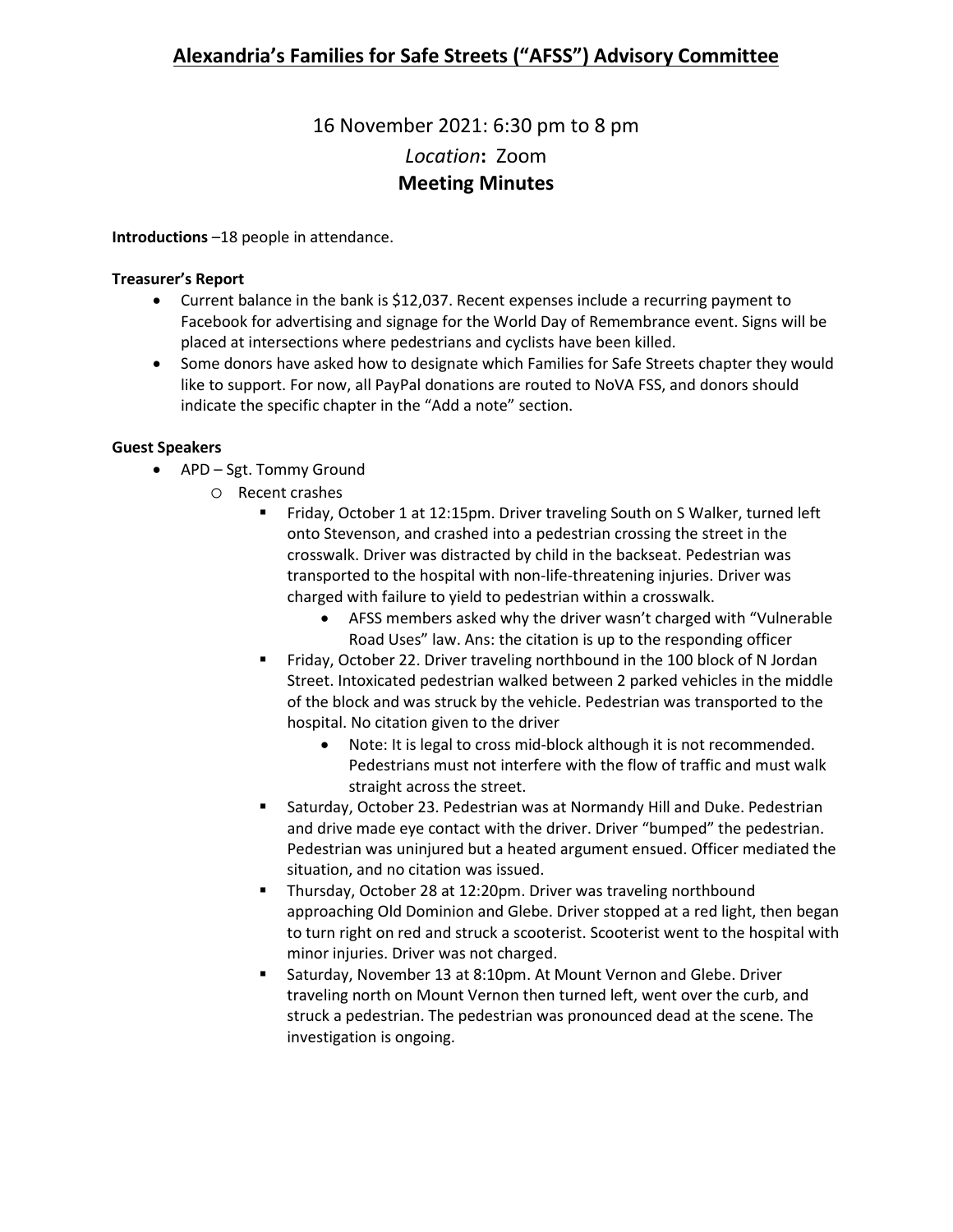# Alexandria's Families for Safe Streets ("AFSS") Advisory Committee

16 November 2021: 6:30 pm to 8 pm

*Location*: Zoom

**Meeting Minutes**

**Introductions** –18 people in attendance.

**Treasurer's Report**

- Current balance in the bank is $12,037. Recent expenses include a recurring payment to Facebook for advertising and signage for the World Day of Remembrance event. Signs will be placed at intersections where pedestrians and cyclists have been killed.
- Some donors have asked how to designate which Families for Safe Streets chapter they would like to support. For now, all PayPal donations are routed to NoVA FSS, and donors should indicate the specific chapter in the "Add a note" section.

**Guest Speakers**

- APD – Sgt. Tommy Ground
  - Recent crashes
    - Friday, October 1 at 12:15pm. Driver traveling South on S Walker, turned left onto Stevenson, and crashed into a pedestrian crossing the street in the crosswalk. Driver was distracted by child in the backseat. Pedestrian was transported to the hospital with non-life-threatening injuries. Driver was charged with failure to yield to pedestrian within a crosswalk.
      - AFSS members asked why the driver wasn't charged with "Vulnerable Road Uses" law. Ans: the citation is up to the responding officer
    - Friday, October 22. Driver traveling northbound in the 100 block of N Jordan Street. Intoxicated pedestrian walked between 2 parked vehicles in the middle of the block and was struck by the vehicle. Pedestrian was transported to the hospital. No citation given to the driver
      - Note: It is legal to cross mid-block although it is not recommended. Pedestrians must not interfere with the flow of traffic and must walk straight across the street.
    - Saturday, October 23. Pedestrian was at Normandy Hill and Duke. Pedestrian and drive made eye contact with the driver. Driver "bumped" the pedestrian. Pedestrian was uninjured but a heated argument ensued. Officer mediated the situation, and no citation was issued.
    - Thursday, October 28 at 12:20pm. Driver was traveling northbound approaching Old Dominion and Glebe. Driver stopped at a red light, then began to turn right on red and struck a scooterist. Scooterist went to the hospital with minor injuries. Driver was not charged.
    - Saturday, November 13 at 8:10pm. At Mount Vernon and Glebe. Driver traveling north on Mount Vernon then turned left, went over the curb, and struck a pedestrian. The pedestrian was pronounced dead at the scene. The investigation is ongoing.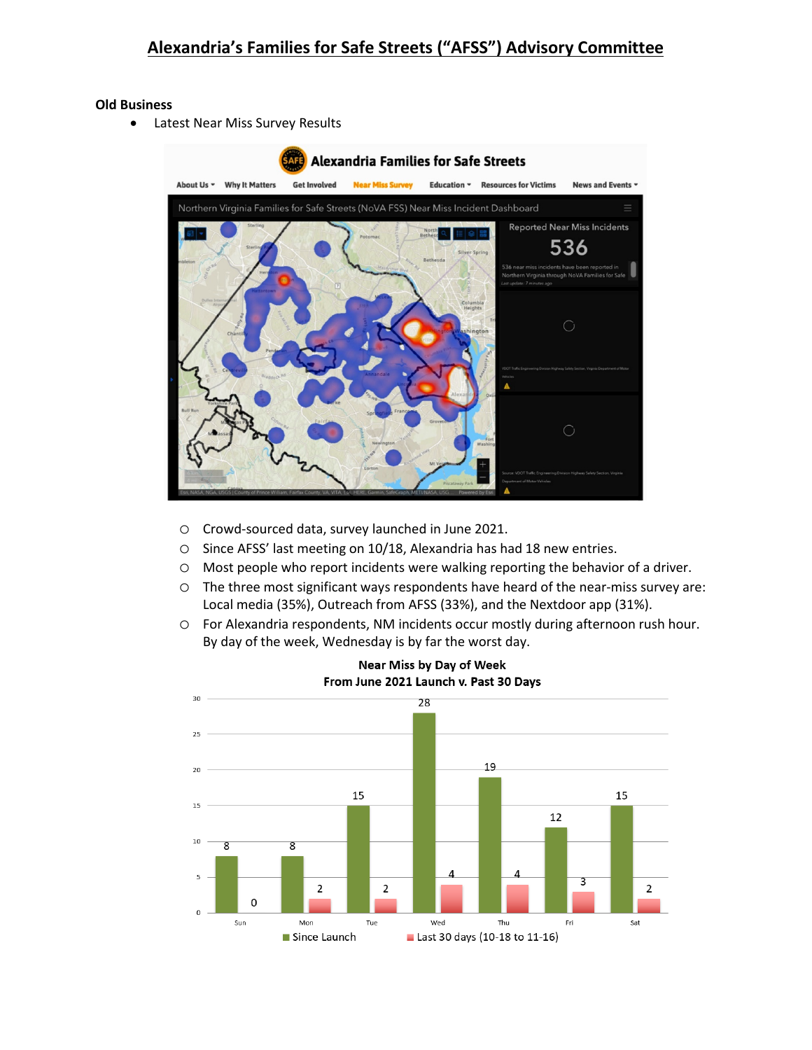# Alexandria's Families for Safe Streets ("AFSS") Advisory Committee

**Old Business**

- Latest Near Miss Survey Results

  - Crowd-sourced data, survey launched in June 2021.
  - Since AFSS' last meeting on 10/18, Alexandria has had 18 new entries.
  - Most people who report incidents were walking reporting the behavior of a driver.
  - The three most significant ways respondents have heard of the near-miss survey are: Local media (35%), Outreach from AFSS (33%), and the Nextdoor app (31%).
  - For Alexandria respondents, NM incidents occur mostly during afternoon rush hour. By day of the week, Wednesday is by far the worst day.

**Near Miss by Day of Week**
**From June 2021 Launch v. Past 30 Days**

| Day | Since Launch | Last 30 days (10-18 to 11-16) |
| --- | --- | --- |
| Sun | 8 | 0 |
| Mon | 8 | 2 |
| Tue | 15 | 2 |
| Wed | 28 | 4 |
| Thu | 19 | 4 |
| Fri | 12 | 3 |
| Sat | 15 | 2 |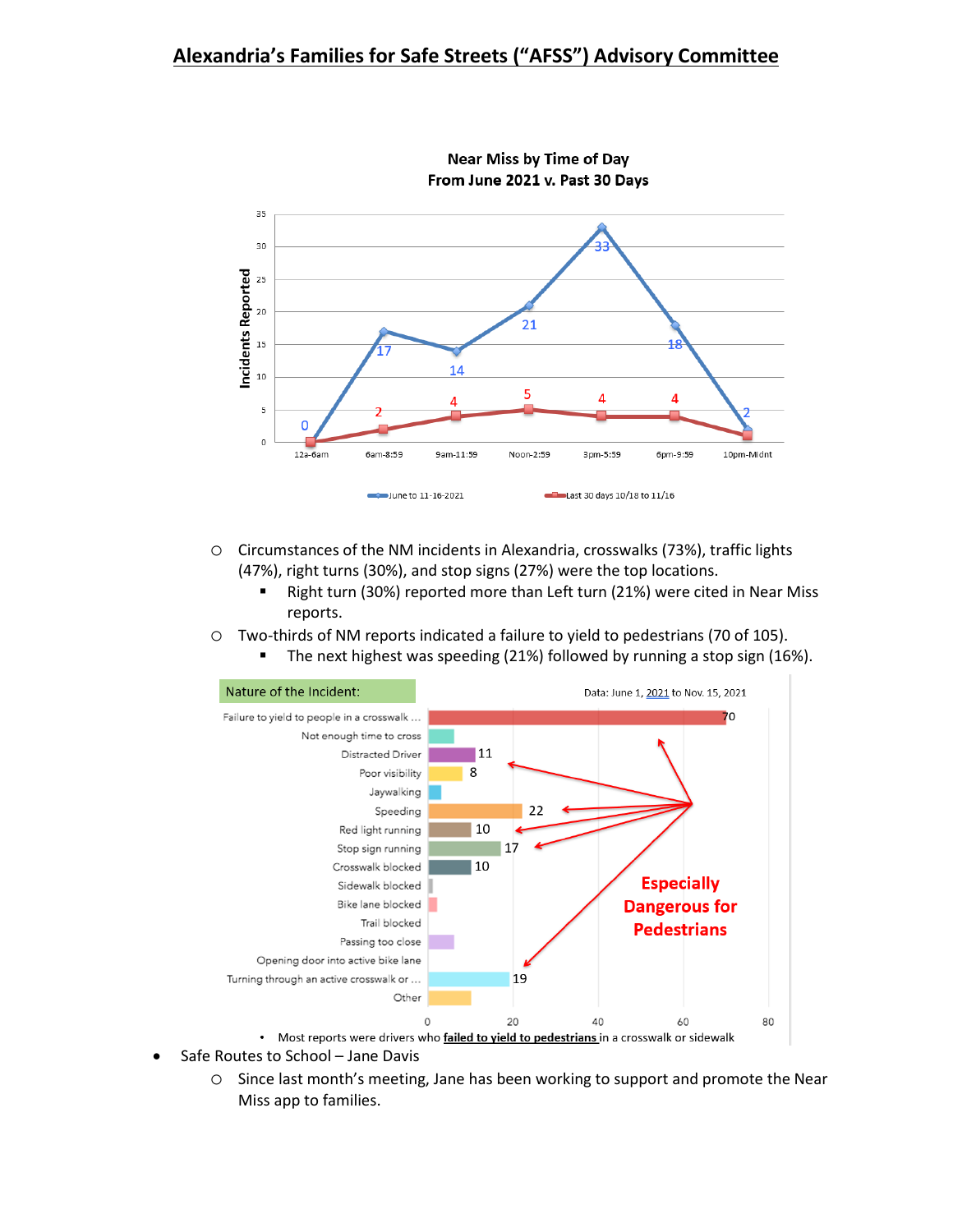## Alexandria's Families for Safe Streets ("AFSS") Advisory Committee

**Near Miss by Time of Day**
**From June 2021 v. Past 30 Days**

| Time of Day | June to 11-16-2021 | Last 30 days 10/18 to 11/16 |
|---|---|---|
| 12a-6am | 0 | 0 |
| 6am-8:59 | 17 | 2 |
| 9am-11:59 | 14 | 4 |
| Noon-2:59 | 21 | 5 |
| 3pm-5:59 | 33 | 4 |
| 6pm-9:59 | 18 | 4 |
| 10pm-Midnt | 2 | 1 |

- Circumstances of the NM incidents in Alexandria, crosswalks (73%), traffic lights (47%), right turns (30%), and stop signs (27%) were the top locations.
  - Right turn (30%) reported more than Left turn (21%) were cited in Near Miss reports.
- Two-thirds of NM reports indicated a failure to yield to pedestrians (70 of 105).
  - The next highest was speeding (21%) followed by running a stop sign (16%).

**Nature of the Incident:**

Data: June 1, 2021 to Nov. 15, 2021

| Nature of the Incident | Count |
|---|---|
| Failure to yield to people in a crosswalk ... | 70 |
| Not enough time to cross | |
| Distracted Driver | 11 |
| Poor visibility | 8 |
| Jaywalking | |
| Speeding | 22 |
| Red light running | 10 |
| Stop sign running | 17 |
| Crosswalk blocked | 10 |
| Sidewalk blocked | |
| Bike lane blocked | |
| Trail blocked | |
| Passing too close | |
| Opening door into active bike lane | |
| Turning through an active crosswalk or ... | 19 |
| Other | |

Especially Dangerous for Pedestrians

- Most reports were drivers who **failed to yield to pedestrians** in a crosswalk or sidewalk

- Safe Routes to School – Jane Davis
  - Since last month's meeting, Jane has been working to support and promote the Near Miss app to families.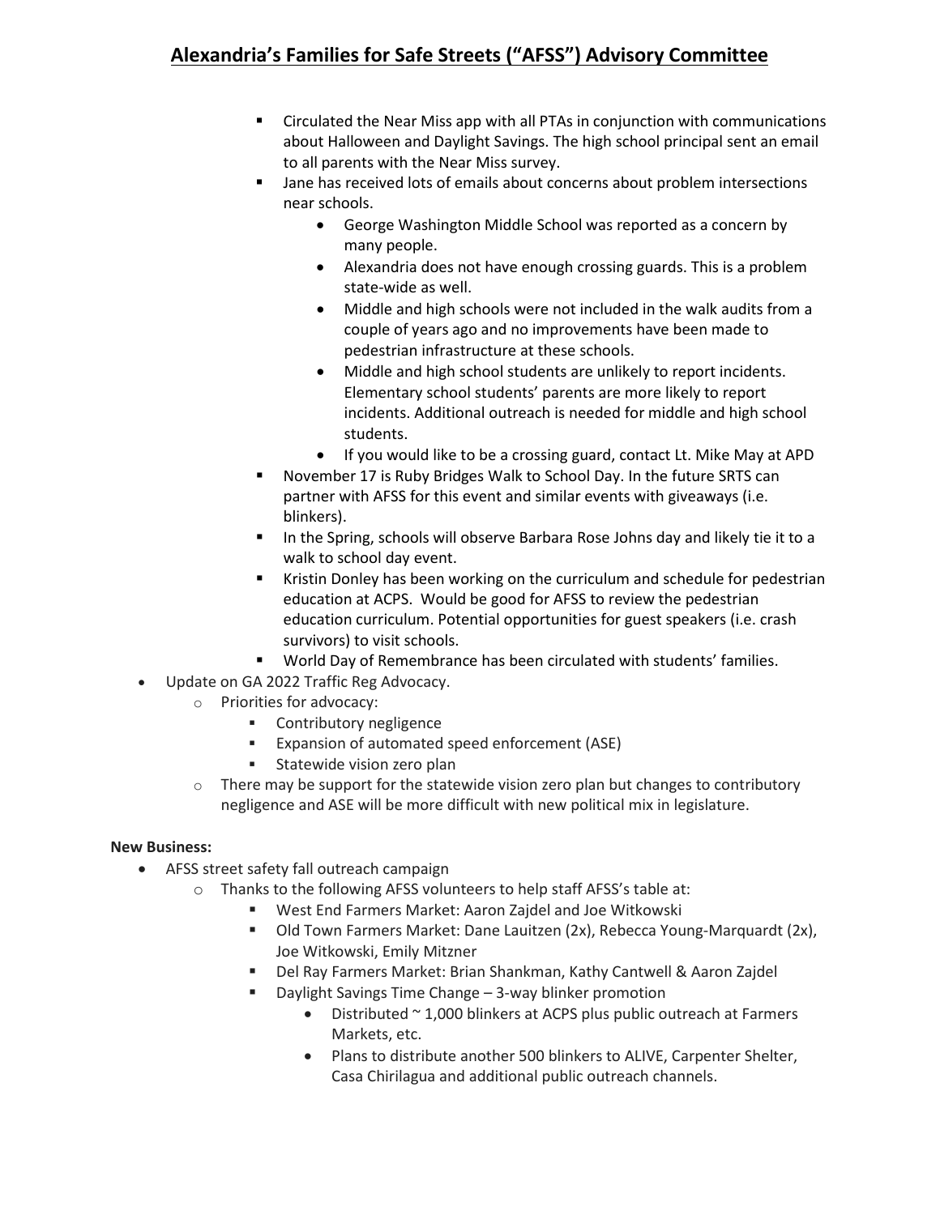- Circulated the Near Miss app with all PTAs in conjunction with communications about Halloween and Daylight Savings. The high school principal sent an email to all parents with the Near Miss survey.
- Jane has received lots of emails about concerns about problem intersections near schools.
  - George Washington Middle School was reported as a concern by many people.
  - Alexandria does not have enough crossing guards. This is a problem state-wide as well.
  - Middle and high schools were not included in the walk audits from a couple of years ago and no improvements have been made to pedestrian infrastructure at these schools.
  - Middle and high school students are unlikely to report incidents. Elementary school students' parents are more likely to report incidents. Additional outreach is needed for middle and high school students.
  - If you would like to be a crossing guard, contact Lt. Mike May at APD
- November 17 is Ruby Bridges Walk to School Day. In the future SRTS can partner with AFSS for this event and similar events with giveaways (i.e. blinkers).
- In the Spring, schools will observe Barbara Rose Johns day and likely tie it to a walk to school day event.
- Kristin Donley has been working on the curriculum and schedule for pedestrian education at ACPS. Would be good for AFSS to review the pedestrian education curriculum. Potential opportunities for guest speakers (i.e. crash survivors) to visit schools.
- World Day of Remembrance has been circulated with students' families.

- Update on GA 2022 Traffic Reg Advocacy.
  - Priorities for advocacy:
    - Contributory negligence
    - Expansion of automated speed enforcement (ASE)
    - Statewide vision zero plan
  - There may be support for the statewide vision zero plan but changes to contributory negligence and ASE will be more difficult with new political mix in legislature.

**New Business:**

- AFSS street safety fall outreach campaign
  - Thanks to the following AFSS volunteers to help staff AFSS's table at:
    - West End Farmers Market: Aaron Zajdel and Joe Witkowski
    - Old Town Farmers Market: Dane Lauitzen (2x), Rebecca Young-Marquardt (2x), Joe Witkowski, Emily Mitzner
    - Del Ray Farmers Market: Brian Shankman, Kathy Cantwell & Aaron Zajdel
    - Daylight Savings Time Change – 3-way blinker promotion
      - Distributed ~ 1,000 blinkers at ACPS plus public outreach at Farmers Markets, etc.
      - Plans to distribute another 500 blinkers to ALIVE, Carpenter Shelter, Casa Chirilagua and additional public outreach channels.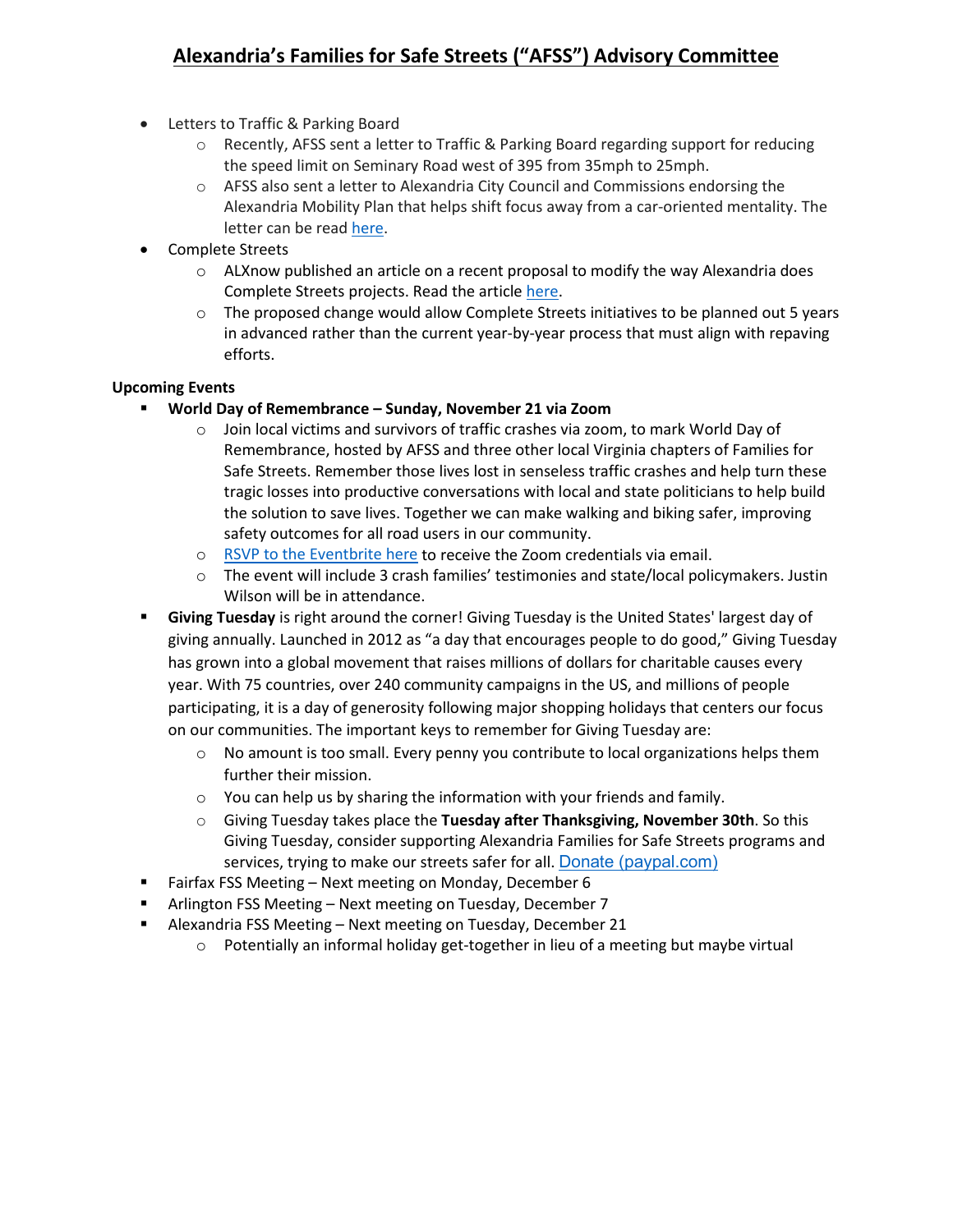- Letters to Traffic & Parking Board
  - Recently, AFSS sent a letter to Traffic & Parking Board regarding support for reducing the speed limit on Seminary Road west of 395 from 35mph to 25mph.
  - AFSS also sent a letter to Alexandria City Council and Commissions endorsing the Alexandria Mobility Plan that helps shift focus away from a car-oriented mentality. The letter can be read here.
- Complete Streets
  - ALXnow published an article on a recent proposal to modify the way Alexandria does Complete Streets projects. Read the article here.
  - The proposed change would allow Complete Streets initiatives to be planned out 5 years in advanced rather than the current year-by-year process that must align with repaving efforts.

**Upcoming Events**

- **World Day of Remembrance – Sunday, November 21 via Zoom**
  - Join local victims and survivors of traffic crashes via zoom, to mark World Day of Remembrance, hosted by AFSS and three other local Virginia chapters of Families for Safe Streets. Remember those lives lost in senseless traffic crashes and help turn these tragic losses into productive conversations with local and state politicians to help build the solution to save lives. Together we can make walking and biking safer, improving safety outcomes for all road users in our community.
  - RSVP to the Eventbrite here to receive the Zoom credentials via email.
  - The event will include 3 crash families' testimonies and state/local policymakers. Justin Wilson will be in attendance.
- **Giving Tuesday** is right around the corner! Giving Tuesday is the United States' largest day of giving annually. Launched in 2012 as "a day that encourages people to do good," Giving Tuesday has grown into a global movement that raises millions of dollars for charitable causes every year. With 75 countries, over 240 community campaigns in the US, and millions of people participating, it is a day of generosity following major shopping holidays that centers our focus on our communities. The important keys to remember for Giving Tuesday are:
  - No amount is too small. Every penny you contribute to local organizations helps them further their mission.
  - You can help us by sharing the information with your friends and family.
  - Giving Tuesday takes place the **Tuesday after Thanksgiving, November 30th**. So this Giving Tuesday, consider supporting Alexandria Families for Safe Streets programs and services, trying to make our streets safer for all. Donate (paypal.com)
- Fairfax FSS Meeting – Next meeting on Monday, December 6
- Arlington FSS Meeting – Next meeting on Tuesday, December 7
- Alexandria FSS Meeting – Next meeting on Tuesday, December 21
  - Potentially an informal holiday get-together in lieu of a meeting but maybe virtual